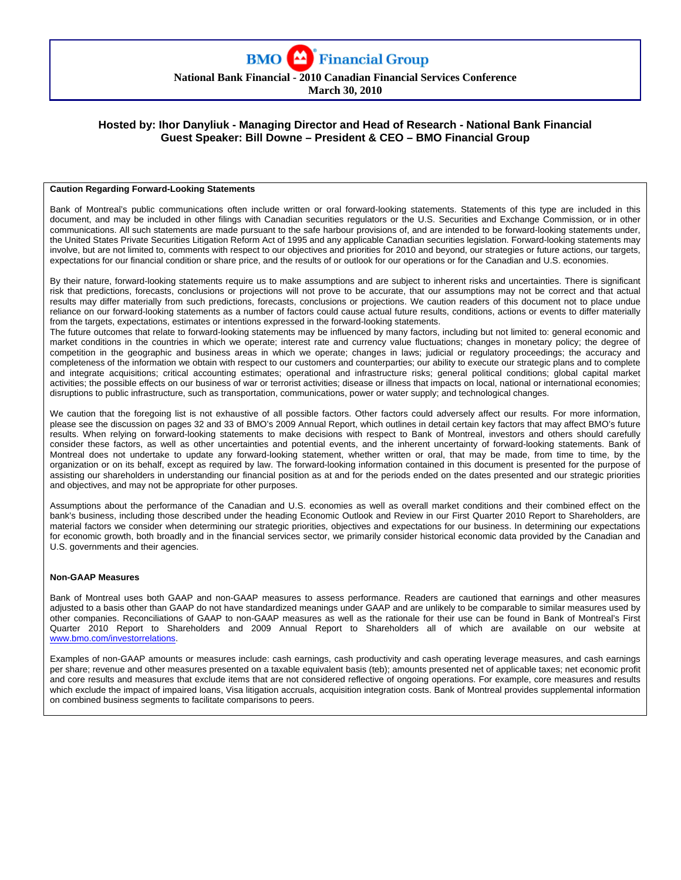**BMO Financial Group**

**National Bank Financial - 2010 Canadian Financial Services Conference**
**March 30, 2010**

## Hosted by: Ihor Danyliuk - Managing Director and Head of Research - National Bank Financial
## Guest Speaker: Bill Downe – President & CEO – BMO Financial Group

**Caution Regarding Forward-Looking Statements**

Bank of Montreal's public communications often include written or oral forward-looking statements. Statements of this type are included in this document, and may be included in other filings with Canadian securities regulators or the U.S. Securities and Exchange Commission, or in other communications. All such statements are made pursuant to the safe harbour provisions of, and are intended to be forward-looking statements under, the United States Private Securities Litigation Reform Act of 1995 and any applicable Canadian securities legislation. Forward-looking statements may involve, but are not limited to, comments with respect to our objectives and priorities for 2010 and beyond, our strategies or future actions, our targets, expectations for our financial condition or share price, and the results of or outlook for our operations or for the Canadian and U.S. economies.

By their nature, forward-looking statements require us to make assumptions and are subject to inherent risks and uncertainties. There is significant risk that predictions, forecasts, conclusions or projections will not prove to be accurate, that our assumptions may not be correct and that actual results may differ materially from such predictions, forecasts, conclusions or projections. We caution readers of this document not to place undue reliance on our forward-looking statements as a number of factors could cause actual future results, conditions, actions or events to differ materially from the targets, expectations, estimates or intentions expressed in the forward-looking statements.
The future outcomes that relate to forward-looking statements may be influenced by many factors, including but not limited to: general economic and market conditions in the countries in which we operate; interest rate and currency value fluctuations; changes in monetary policy; the degree of competition in the geographic and business areas in which we operate; changes in laws; judicial or regulatory proceedings; the accuracy and completeness of the information we obtain with respect to our customers and counterparties; our ability to execute our strategic plans and to complete and integrate acquisitions; critical accounting estimates; operational and infrastructure risks; general political conditions; global capital market activities; the possible effects on our business of war or terrorist activities; disease or illness that impacts on local, national or international economies; disruptions to public infrastructure, such as transportation, communications, power or water supply; and technological changes.

We caution that the foregoing list is not exhaustive of all possible factors. Other factors could adversely affect our results. For more information, please see the discussion on pages 32 and 33 of BMO's 2009 Annual Report, which outlines in detail certain key factors that may affect BMO's future results. When relying on forward-looking statements to make decisions with respect to Bank of Montreal, investors and others should carefully consider these factors, as well as other uncertainties and potential events, and the inherent uncertainty of forward-looking statements. Bank of Montreal does not undertake to update any forward-looking statement, whether written or oral, that may be made, from time to time, by the organization or on its behalf, except as required by law. The forward-looking information contained in this document is presented for the purpose of assisting our shareholders in understanding our financial position as at and for the periods ended on the dates presented and our strategic priorities and objectives, and may not be appropriate for other purposes.

Assumptions about the performance of the Canadian and U.S. economies as well as overall market conditions and their combined effect on the bank's business, including those described under the heading Economic Outlook and Review in our First Quarter 2010 Report to Shareholders, are material factors we consider when determining our strategic priorities, objectives and expectations for our business. In determining our expectations for economic growth, both broadly and in the financial services sector, we primarily consider historical economic data provided by the Canadian and U.S. governments and their agencies.

**Non-GAAP Measures**

Bank of Montreal uses both GAAP and non-GAAP measures to assess performance. Readers are cautioned that earnings and other measures adjusted to a basis other than GAAP do not have standardized meanings under GAAP and are unlikely to be comparable to similar measures used by other companies. Reconciliations of GAAP to non-GAAP measures as well as the rationale for their use can be found in Bank of Montreal's First Quarter 2010 Report to Shareholders and 2009 Annual Report to Shareholders all of which are available on our website at www.bmo.com/investorrelations.

Examples of non-GAAP amounts or measures include: cash earnings, cash productivity and cash operating leverage measures, and cash earnings per share; revenue and other measures presented on a taxable equivalent basis (teb); amounts presented net of applicable taxes; net economic profit and core results and measures that exclude items that are not considered reflective of ongoing operations. For example, core measures and results which exclude the impact of impaired loans, Visa litigation accruals, acquisition integration costs. Bank of Montreal provides supplemental information on combined business segments to facilitate comparisons to peers.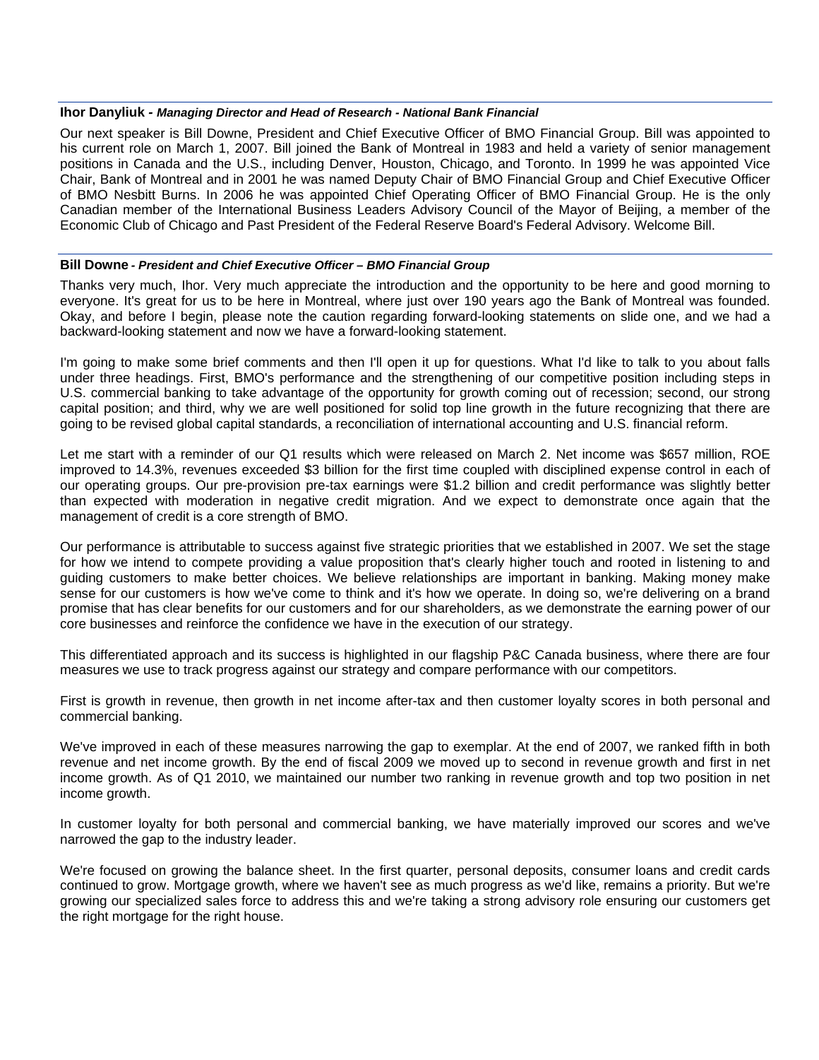**Ihor Danyliuk -** ***Managing Director and Head of Research - National Bank Financial***

Our next speaker is Bill Downe, President and Chief Executive Officer of BMO Financial Group. Bill was appointed to his current role on March 1, 2007. Bill joined the Bank of Montreal in 1983 and held a variety of senior management positions in Canada and the U.S., including Denver, Houston, Chicago, and Toronto. In 1999 he was appointed Vice Chair, Bank of Montreal and in 2001 he was named Deputy Chair of BMO Financial Group and Chief Executive Officer of BMO Nesbitt Burns. In 2006 he was appointed Chief Operating Officer of BMO Financial Group. He is the only Canadian member of the International Business Leaders Advisory Council of the Mayor of Beijing, a member of the Economic Club of Chicago and Past President of the Federal Reserve Board's Federal Advisory. Welcome Bill.

**Bill Downe -** ***President and Chief Executive Officer – BMO Financial Group***

Thanks very much, Ihor. Very much appreciate the introduction and the opportunity to be here and good morning to everyone. It's great for us to be here in Montreal, where just over 190 years ago the Bank of Montreal was founded. Okay, and before I begin, please note the caution regarding forward-looking statements on slide one, and we had a backward-looking statement and now we have a forward-looking statement.

I'm going to make some brief comments and then I'll open it up for questions. What I'd like to talk to you about falls under three headings. First, BMO's performance and the strengthening of our competitive position including steps in U.S. commercial banking to take advantage of the opportunity for growth coming out of recession; second, our strong capital position; and third, why we are well positioned for solid top line growth in the future recognizing that there are going to be revised global capital standards, a reconciliation of international accounting and U.S. financial reform.

Let me start with a reminder of our Q1 results which were released on March 2. Net income was $657 million, ROE improved to 14.3%, revenues exceeded $3 billion for the first time coupled with disciplined expense control in each of our operating groups. Our pre-provision pre-tax earnings were $1.2 billion and credit performance was slightly better than expected with moderation in negative credit migration. And we expect to demonstrate once again that the management of credit is a core strength of BMO.

Our performance is attributable to success against five strategic priorities that we established in 2007. We set the stage for how we intend to compete providing a value proposition that's clearly higher touch and rooted in listening to and guiding customers to make better choices. We believe relationships are important in banking. Making money make sense for our customers is how we've come to think and it's how we operate. In doing so, we're delivering on a brand promise that has clear benefits for our customers and for our shareholders, as we demonstrate the earning power of our core businesses and reinforce the confidence we have in the execution of our strategy.

This differentiated approach and its success is highlighted in our flagship P&C Canada business, where there are four measures we use to track progress against our strategy and compare performance with our competitors.

First is growth in revenue, then growth in net income after-tax and then customer loyalty scores in both personal and commercial banking.

We've improved in each of these measures narrowing the gap to exemplar. At the end of 2007, we ranked fifth in both revenue and net income growth. By the end of fiscal 2009 we moved up to second in revenue growth and first in net income growth. As of Q1 2010, we maintained our number two ranking in revenue growth and top two position in net income growth.

In customer loyalty for both personal and commercial banking, we have materially improved our scores and we've narrowed the gap to the industry leader.

We're focused on growing the balance sheet. In the first quarter, personal deposits, consumer loans and credit cards continued to grow. Mortgage growth, where we haven't see as much progress as we'd like, remains a priority. But we're growing our specialized sales force to address this and we're taking a strong advisory role ensuring our customers get the right mortgage for the right house.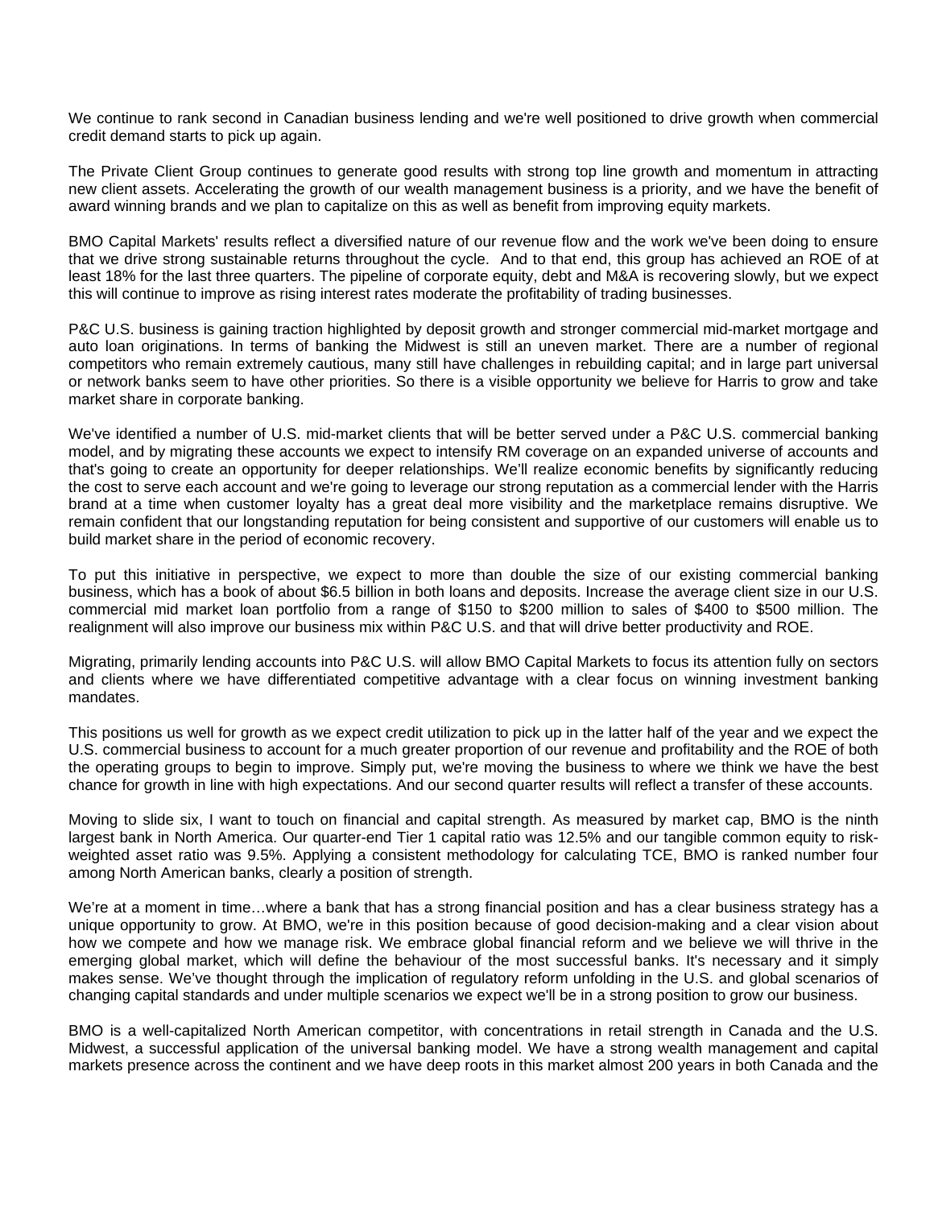We continue to rank second in Canadian business lending and we're well positioned to drive growth when commercial credit demand starts to pick up again.

The Private Client Group continues to generate good results with strong top line growth and momentum in attracting new client assets. Accelerating the growth of our wealth management business is a priority, and we have the benefit of award winning brands and we plan to capitalize on this as well as benefit from improving equity markets.

BMO Capital Markets' results reflect a diversified nature of our revenue flow and the work we've been doing to ensure that we drive strong sustainable returns throughout the cycle. And to that end, this group has achieved an ROE of at least 18% for the last three quarters. The pipeline of corporate equity, debt and M&A is recovering slowly, but we expect this will continue to improve as rising interest rates moderate the profitability of trading businesses.

P&C U.S. business is gaining traction highlighted by deposit growth and stronger commercial mid-market mortgage and auto loan originations. In terms of banking the Midwest is still an uneven market. There are a number of regional competitors who remain extremely cautious, many still have challenges in rebuilding capital; and in large part universal or network banks seem to have other priorities. So there is a visible opportunity we believe for Harris to grow and take market share in corporate banking.

We've identified a number of U.S. mid-market clients that will be better served under a P&C U.S. commercial banking model, and by migrating these accounts we expect to intensify RM coverage on an expanded universe of accounts and that's going to create an opportunity for deeper relationships. We'll realize economic benefits by significantly reducing the cost to serve each account and we're going to leverage our strong reputation as a commercial lender with the Harris brand at a time when customer loyalty has a great deal more visibility and the marketplace remains disruptive. We remain confident that our longstanding reputation for being consistent and supportive of our customers will enable us to build market share in the period of economic recovery.

To put this initiative in perspective, we expect to more than double the size of our existing commercial banking business, which has a book of about $6.5 billion in both loans and deposits. Increase the average client size in our U.S. commercial mid market loan portfolio from a range of $150 to $200 million to sales of $400 to $500 million. The realignment will also improve our business mix within P&C U.S. and that will drive better productivity and ROE.

Migrating, primarily lending accounts into P&C U.S. will allow BMO Capital Markets to focus its attention fully on sectors and clients where we have differentiated competitive advantage with a clear focus on winning investment banking mandates.

This positions us well for growth as we expect credit utilization to pick up in the latter half of the year and we expect the U.S. commercial business to account for a much greater proportion of our revenue and profitability and the ROE of both the operating groups to begin to improve. Simply put, we're moving the business to where we think we have the best chance for growth in line with high expectations. And our second quarter results will reflect a transfer of these accounts.

Moving to slide six, I want to touch on financial and capital strength. As measured by market cap, BMO is the ninth largest bank in North America. Our quarter-end Tier 1 capital ratio was 12.5% and our tangible common equity to risk-weighted asset ratio was 9.5%. Applying a consistent methodology for calculating TCE, BMO is ranked number four among North American banks, clearly a position of strength.

We're at a moment in time…where a bank that has a strong financial position and has a clear business strategy has a unique opportunity to grow. At BMO, we're in this position because of good decision-making and a clear vision about how we compete and how we manage risk. We embrace global financial reform and we believe we will thrive in the emerging global market, which will define the behaviour of the most successful banks. It's necessary and it simply makes sense. We've thought through the implication of regulatory reform unfolding in the U.S. and global scenarios of changing capital standards and under multiple scenarios we expect we'll be in a strong position to grow our business.

BMO is a well-capitalized North American competitor, with concentrations in retail strength in Canada and the U.S. Midwest, a successful application of the universal banking model. We have a strong wealth management and capital markets presence across the continent and we have deep roots in this market almost 200 years in both Canada and the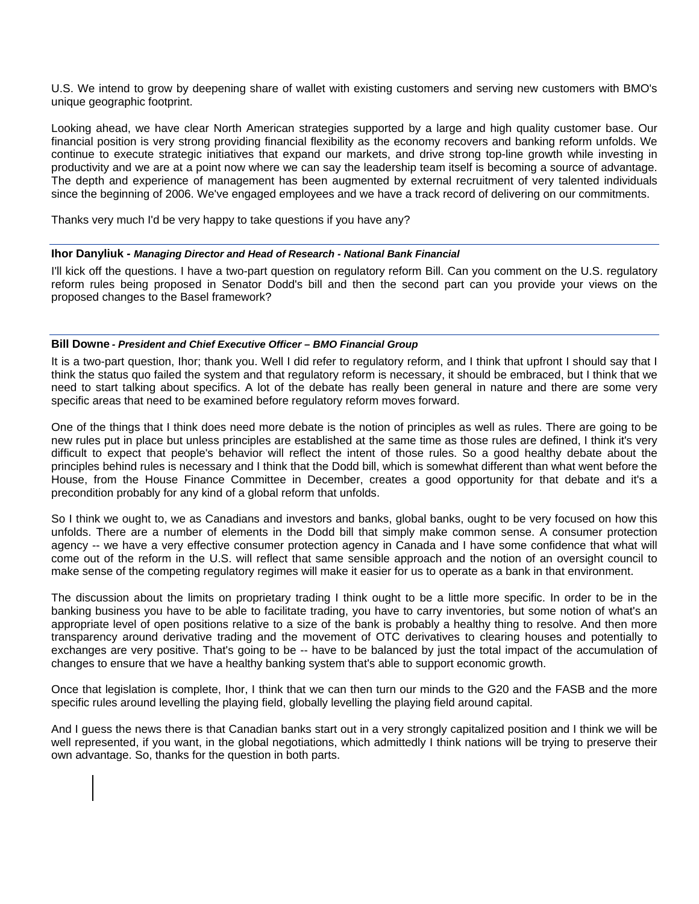U.S. We intend to grow by deepening share of wallet with existing customers and serving new customers with BMO's unique geographic footprint.

Looking ahead, we have clear North American strategies supported by a large and high quality customer base. Our financial position is very strong providing financial flexibility as the economy recovers and banking reform unfolds. We continue to execute strategic initiatives that expand our markets, and drive strong top-line growth while investing in productivity and we are at a point now where we can say the leadership team itself is becoming a source of advantage. The depth and experience of management has been augmented by external recruitment of very talented individuals since the beginning of 2006. We've engaged employees and we have a track record of delivering on our commitments.

Thanks very much I'd be very happy to take questions if you have any?

---

**Ihor Danyliuk -** ***Managing Director and Head of Research - National Bank Financial***

I'll kick off the questions. I have a two-part question on regulatory reform Bill. Can you comment on the U.S. regulatory reform rules being proposed in Senator Dodd's bill and then the second part can you provide your views on the proposed changes to the Basel framework?

---

**Bill Downe -** ***President and Chief Executive Officer – BMO Financial Group***

It is a two-part question, Ihor; thank you. Well I did refer to regulatory reform, and I think that upfront I should say that I think the status quo failed the system and that regulatory reform is necessary, it should be embraced, but I think that we need to start talking about specifics. A lot of the debate has really been general in nature and there are some very specific areas that need to be examined before regulatory reform moves forward.

One of the things that I think does need more debate is the notion of principles as well as rules. There are going to be new rules put in place but unless principles are established at the same time as those rules are defined, I think it's very difficult to expect that people's behavior will reflect the intent of those rules. So a good healthy debate about the principles behind rules is necessary and I think that the Dodd bill, which is somewhat different than what went before the House, from the House Finance Committee in December, creates a good opportunity for that debate and it's a precondition probably for any kind of a global reform that unfolds.

So I think we ought to, we as Canadians and investors and banks, global banks, ought to be very focused on how this unfolds. There are a number of elements in the Dodd bill that simply make common sense. A consumer protection agency -- we have a very effective consumer protection agency in Canada and I have some confidence that what will come out of the reform in the U.S. will reflect that same sensible approach and the notion of an oversight council to make sense of the competing regulatory regimes will make it easier for us to operate as a bank in that environment.

The discussion about the limits on proprietary trading I think ought to be a little more specific. In order to be in the banking business you have to be able to facilitate trading, you have to carry inventories, but some notion of what's an appropriate level of open positions relative to a size of the bank is probably a healthy thing to resolve. And then more transparency around derivative trading and the movement of OTC derivatives to clearing houses and potentially to exchanges are very positive. That's going to be -- have to be balanced by just the total impact of the accumulation of changes to ensure that we have a healthy banking system that's able to support economic growth.

Once that legislation is complete, Ihor, I think that we can then turn our minds to the G20 and the FASB and the more specific rules around levelling the playing field, globally levelling the playing field around capital.

And I guess the news there is that Canadian banks start out in a very strongly capitalized position and I think we will be well represented, if you want, in the global negotiations, which admittedly I think nations will be trying to preserve their own advantage. So, thanks for the question in both parts.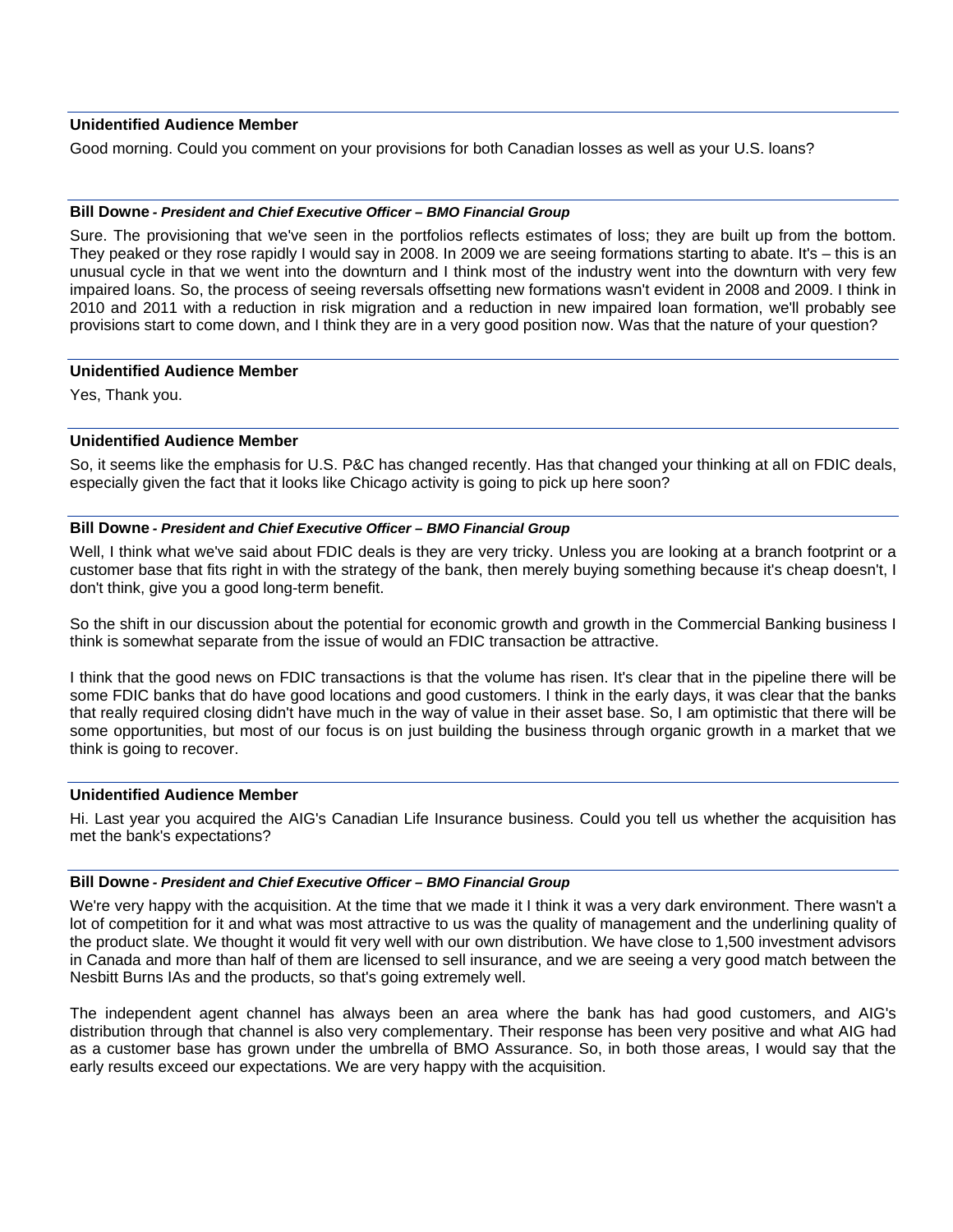**Unidentified Audience Member**

Good morning. Could you comment on your provisions for both Canadian losses as well as your U.S. loans?

**Bill Downe** *- President and Chief Executive Officer – BMO Financial Group*

Sure. The provisioning that we've seen in the portfolios reflects estimates of loss; they are built up from the bottom. They peaked or they rose rapidly I would say in 2008. In 2009 we are seeing formations starting to abate. It's – this is an unusual cycle in that we went into the downturn and I think most of the industry went into the downturn with very few impaired loans. So, the process of seeing reversals offsetting new formations wasn't evident in 2008 and 2009. I think in 2010 and 2011 with a reduction in risk migration and a reduction in new impaired loan formation, we'll probably see provisions start to come down, and I think they are in a very good position now. Was that the nature of your question?

**Unidentified Audience Member**

Yes, Thank you.

**Unidentified Audience Member**

So, it seems like the emphasis for U.S. P&C has changed recently. Has that changed your thinking at all on FDIC deals, especially given the fact that it looks like Chicago activity is going to pick up here soon?

**Bill Downe** *- President and Chief Executive Officer – BMO Financial Group*

Well, I think what we've said about FDIC deals is they are very tricky. Unless you are looking at a branch footprint or a customer base that fits right in with the strategy of the bank, then merely buying something because it's cheap doesn't, I don't think, give you a good long-term benefit.

So the shift in our discussion about the potential for economic growth and growth in the Commercial Banking business I think is somewhat separate from the issue of would an FDIC transaction be attractive.

I think that the good news on FDIC transactions is that the volume has risen. It's clear that in the pipeline there will be some FDIC banks that do have good locations and good customers. I think in the early days, it was clear that the banks that really required closing didn't have much in the way of value in their asset base. So, I am optimistic that there will be some opportunities, but most of our focus is on just building the business through organic growth in a market that we think is going to recover.

**Unidentified Audience Member**

Hi. Last year you acquired the AIG's Canadian Life Insurance business. Could you tell us whether the acquisition has met the bank's expectations?

**Bill Downe** *- President and Chief Executive Officer – BMO Financial Group*

We're very happy with the acquisition. At the time that we made it I think it was a very dark environment. There wasn't a lot of competition for it and what was most attractive to us was the quality of management and the underlining quality of the product slate. We thought it would fit very well with our own distribution. We have close to 1,500 investment advisors in Canada and more than half of them are licensed to sell insurance, and we are seeing a very good match between the Nesbitt Burns IAs and the products, so that's going extremely well.

The independent agent channel has always been an area where the bank has had good customers, and AIG's distribution through that channel is also very complementary. Their response has been very positive and what AIG had as a customer base has grown under the umbrella of BMO Assurance. So, in both those areas, I would say that the early results exceed our expectations. We are very happy with the acquisition.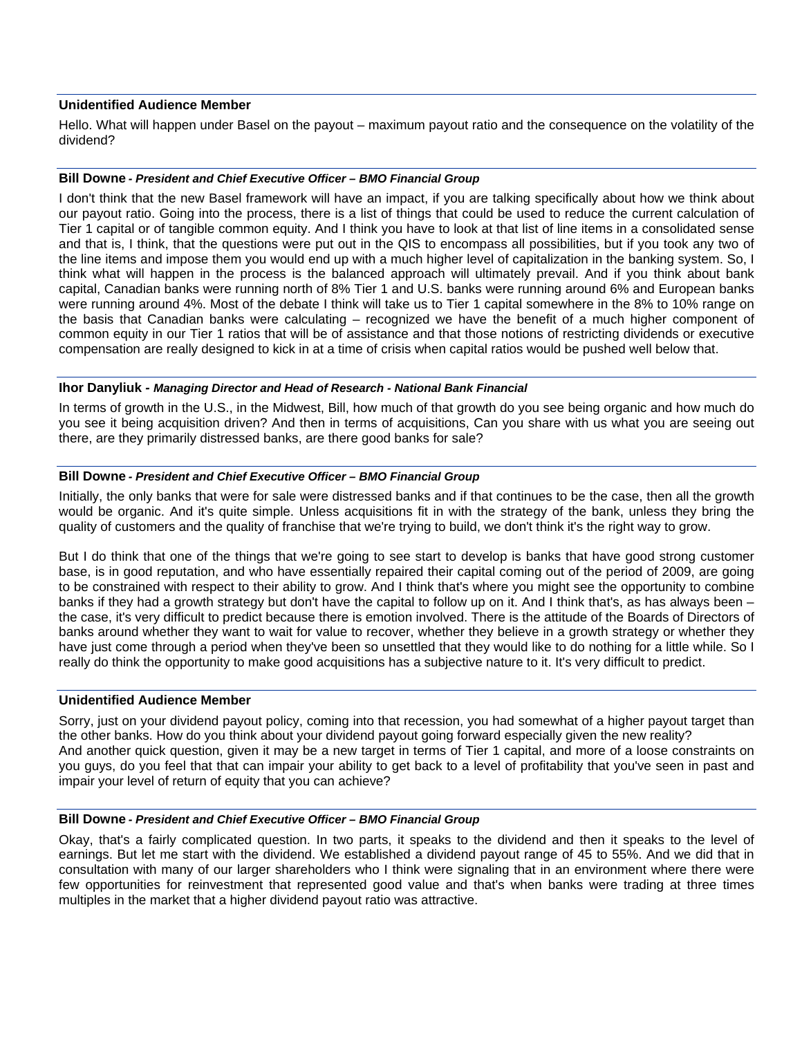**Unidentified Audience Member**

Hello. What will happen under Basel on the payout – maximum payout ratio and the consequence on the volatility of the dividend?

**Bill Downe** - ***President and Chief Executive Officer – BMO Financial Group***

I don't think that the new Basel framework will have an impact, if you are talking specifically about how we think about our payout ratio. Going into the process, there is a list of things that could be used to reduce the current calculation of Tier 1 capital or of tangible common equity. And I think you have to look at that list of line items in a consolidated sense and that is, I think, that the questions were put out in the QIS to encompass all possibilities, but if you took any two of the line items and impose them you would end up with a much higher level of capitalization in the banking system. So, I think what will happen in the process is the balanced approach will ultimately prevail. And if you think about bank capital, Canadian banks were running north of 8% Tier 1 and U.S. banks were running around 6% and European banks were running around 4%. Most of the debate I think will take us to Tier 1 capital somewhere in the 8% to 10% range on the basis that Canadian banks were calculating – recognized we have the benefit of a much higher component of common equity in our Tier 1 ratios that will be of assistance and that those notions of restricting dividends or executive compensation are really designed to kick in at a time of crisis when capital ratios would be pushed well below that.

**Ihor Danyliuk** - ***Managing Director and Head of Research - National Bank Financial***

In terms of growth in the U.S., in the Midwest, Bill, how much of that growth do you see being organic and how much do you see it being acquisition driven? And then in terms of acquisitions, Can you share with us what you are seeing out there, are they primarily distressed banks, are there good banks for sale?

**Bill Downe** - ***President and Chief Executive Officer – BMO Financial Group***

Initially, the only banks that were for sale were distressed banks and if that continues to be the case, then all the growth would be organic. And it's quite simple. Unless acquisitions fit in with the strategy of the bank, unless they bring the quality of customers and the quality of franchise that we're trying to build, we don't think it's the right way to grow.

But I do think that one of the things that we're going to see start to develop is banks that have good strong customer base, is in good reputation, and who have essentially repaired their capital coming out of the period of 2009, are going to be constrained with respect to their ability to grow. And I think that's where you might see the opportunity to combine banks if they had a growth strategy but don't have the capital to follow up on it. And I think that's, as has always been – the case, it's very difficult to predict because there is emotion involved. There is the attitude of the Boards of Directors of banks around whether they want to wait for value to recover, whether they believe in a growth strategy or whether they have just come through a period when they've been so unsettled that they would like to do nothing for a little while. So I really do think the opportunity to make good acquisitions has a subjective nature to it. It's very difficult to predict.

**Unidentified Audience Member**

Sorry, just on your dividend payout policy, coming into that recession, you had somewhat of a higher payout target than the other banks. How do you think about your dividend payout going forward especially given the new reality? And another quick question, given it may be a new target in terms of Tier 1 capital, and more of a loose constraints on you guys, do you feel that that can impair your ability to get back to a level of profitability that you've seen in past and impair your level of return of equity that you can achieve?

**Bill Downe** - ***President and Chief Executive Officer – BMO Financial Group***

Okay, that's a fairly complicated question. In two parts, it speaks to the dividend and then it speaks to the level of earnings. But let me start with the dividend. We established a dividend payout range of 45 to 55%. And we did that in consultation with many of our larger shareholders who I think were signaling that in an environment where there were few opportunities for reinvestment that represented good value and that's when banks were trading at three times multiples in the market that a higher dividend payout ratio was attractive.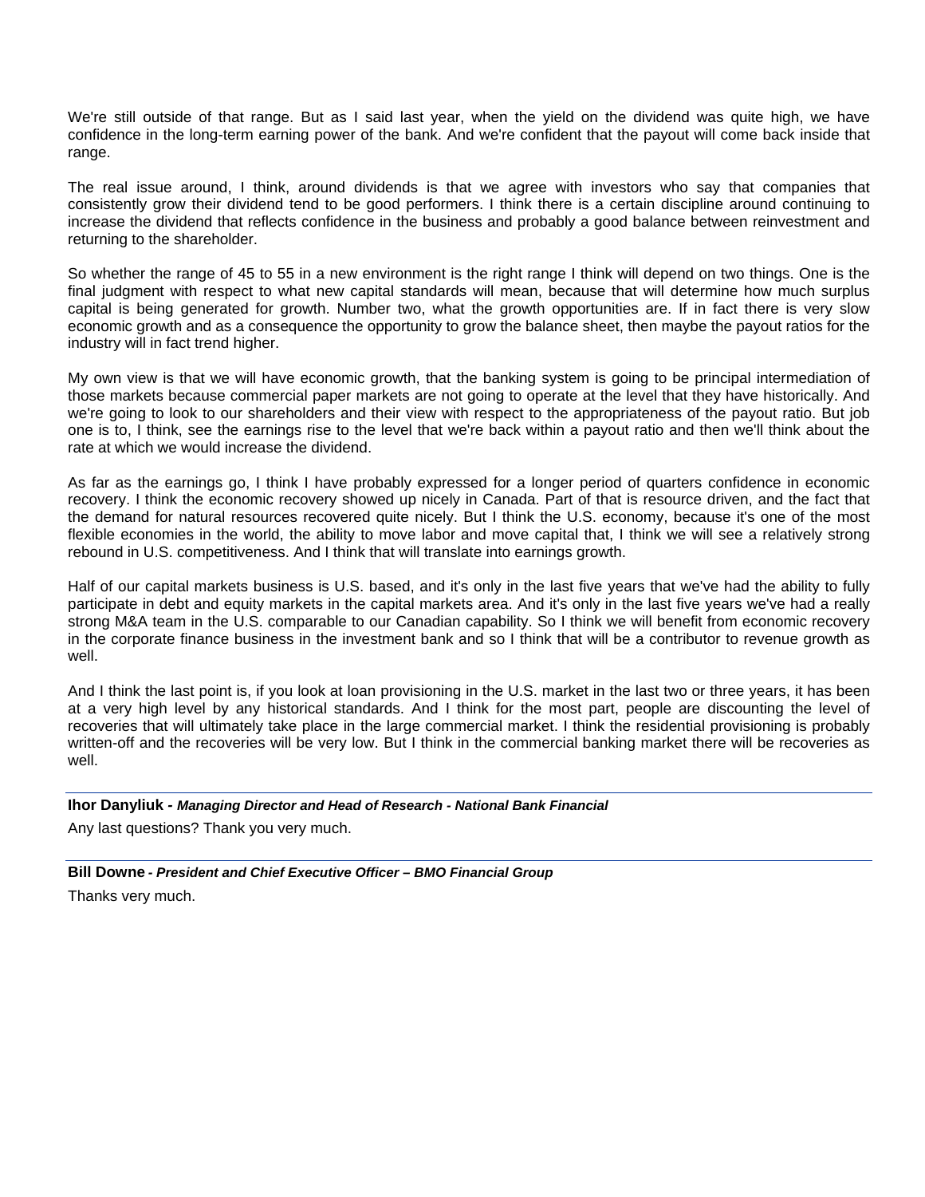We're still outside of that range. But as I said last year, when the yield on the dividend was quite high, we have confidence in the long-term earning power of the bank. And we're confident that the payout will come back inside that range.

The real issue around, I think, around dividends is that we agree with investors who say that companies that consistently grow their dividend tend to be good performers. I think there is a certain discipline around continuing to increase the dividend that reflects confidence in the business and probably a good balance between reinvestment and returning to the shareholder.

So whether the range of 45 to 55 in a new environment is the right range I think will depend on two things. One is the final judgment with respect to what new capital standards will mean, because that will determine how much surplus capital is being generated for growth. Number two, what the growth opportunities are. If in fact there is very slow economic growth and as a consequence the opportunity to grow the balance sheet, then maybe the payout ratios for the industry will in fact trend higher.

My own view is that we will have economic growth, that the banking system is going to be principal intermediation of those markets because commercial paper markets are not going to operate at the level that they have historically. And we're going to look to our shareholders and their view with respect to the appropriateness of the payout ratio. But job one is to, I think, see the earnings rise to the level that we're back within a payout ratio and then we'll think about the rate at which we would increase the dividend.

As far as the earnings go, I think I have probably expressed for a longer period of quarters confidence in economic recovery. I think the economic recovery showed up nicely in Canada. Part of that is resource driven, and the fact that the demand for natural resources recovered quite nicely. But I think the U.S. economy, because it's one of the most flexible economies in the world, the ability to move labor and move capital that, I think we will see a relatively strong rebound in U.S. competitiveness. And I think that will translate into earnings growth.

Half of our capital markets business is U.S. based, and it's only in the last five years that we've had the ability to fully participate in debt and equity markets in the capital markets area. And it's only in the last five years we've had a really strong M&A team in the U.S. comparable to our Canadian capability. So I think we will benefit from economic recovery in the corporate finance business in the investment bank and so I think that will be a contributor to revenue growth as well.

And I think the last point is, if you look at loan provisioning in the U.S. market in the last two or three years, it has been at a very high level by any historical standards. And I think for the most part, people are discounting the level of recoveries that will ultimately take place in the large commercial market. I think the residential provisioning is probably written-off and the recoveries will be very low. But I think in the commercial banking market there will be recoveries as well.

---

**Ihor Danyliuk** - ***Managing Director and Head of Research - National Bank Financial***

Any last questions? Thank you very much.

---

**Bill Downe** - ***President and Chief Executive Officer – BMO Financial Group***

Thanks very much.